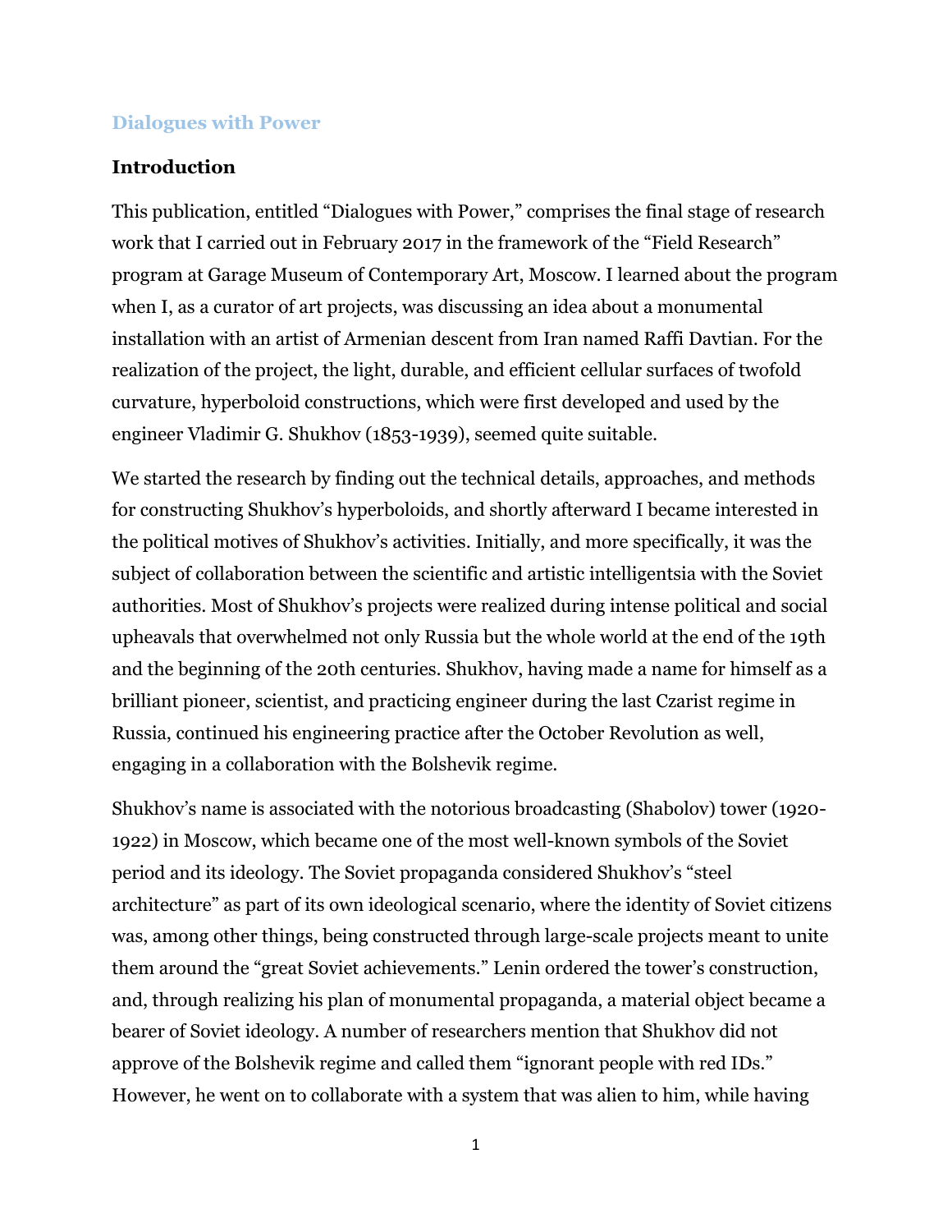# Dialogues with Power

## Introduction

This publication, entitled "Dialogues with Power," comprises the final stage of research work that I carried out in February 2017 in the framework of the "Field Research" program at Garage Museum of Contemporary Art, Moscow. I learned about the program when I, as a curator of art projects, was discussing an idea about a monumental installation with an artist of Armenian descent from Iran named Raffi Davtian. For the realization of the project, the light, durable, and efficient cellular surfaces of twofold curvature, hyperboloid constructions, which were first developed and used by the engineer Vladimir G. Shukhov (1853-1939), seemed quite suitable.

We started the research by finding out the technical details, approaches, and methods for constructing Shukhov's hyperboloids, and shortly afterward I became interested in the political motives of Shukhov's activities. Initially, and more specifically, it was the subject of collaboration between the scientific and artistic intelligentsia with the Soviet authorities. Most of Shukhov's projects were realized during intense political and social upheavals that overwhelmed not only Russia but the whole world at the end of the 19th and the beginning of the 20th centuries. Shukhov, having made a name for himself as a brilliant pioneer, scientist, and practicing engineer during the last Czarist regime in Russia, continued his engineering practice after the October Revolution as well, engaging in a collaboration with the Bolshevik regime.

Shukhov's name is associated with the notorious broadcasting (Shabolov) tower (1920-1922) in Moscow, which became one of the most well-known symbols of the Soviet period and its ideology. The Soviet propaganda considered Shukhov's "steel architecture" as part of its own ideological scenario, where the identity of Soviet citizens was, among other things, being constructed through large-scale projects meant to unite them around the "great Soviet achievements." Lenin ordered the tower's construction, and, through realizing his plan of monumental propaganda, a material object became a bearer of Soviet ideology. A number of researchers mention that Shukhov did not approve of the Bolshevik regime and called them "ignorant people with red IDs." However, he went on to collaborate with a system that was alien to him, while having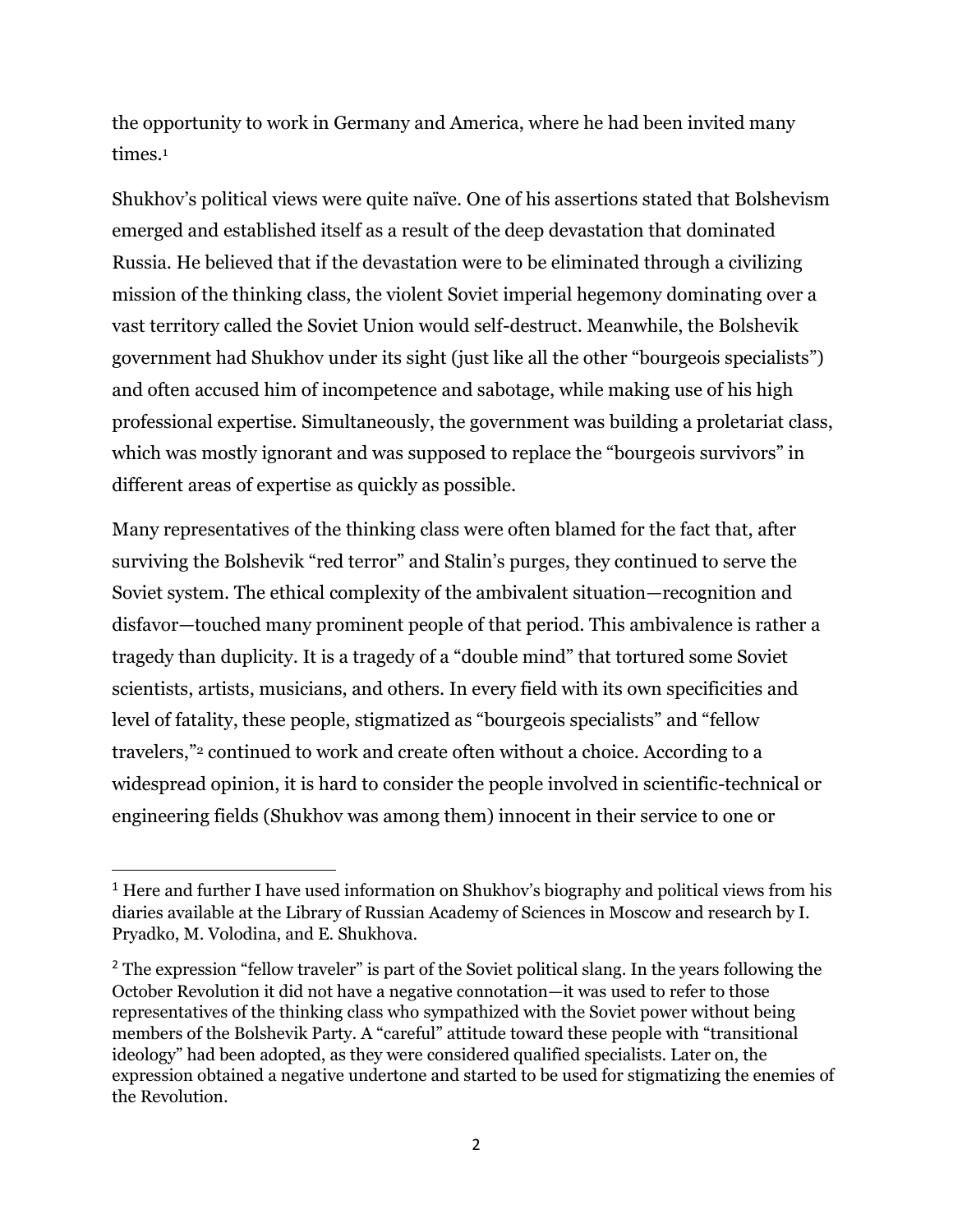the opportunity to work in Germany and America, where he had been invited many times.[1]

Shukhov's political views were quite naïve. One of his assertions stated that Bolshevism emerged and established itself as a result of the deep devastation that dominated Russia. He believed that if the devastation were to be eliminated through a civilizing mission of the thinking class, the violent Soviet imperial hegemony dominating over a vast territory called the Soviet Union would self-destruct. Meanwhile, the Bolshevik government had Shukhov under its sight (just like all the other "bourgeois specialists") and often accused him of incompetence and sabotage, while making use of his high professional expertise. Simultaneously, the government was building a proletariat class, which was mostly ignorant and was supposed to replace the "bourgeois survivors" in different areas of expertise as quickly as possible.

Many representatives of the thinking class were often blamed for the fact that, after surviving the Bolshevik "red terror" and Stalin's purges, they continued to serve the Soviet system. The ethical complexity of the ambivalent situation—recognition and disfavor—touched many prominent people of that period. This ambivalence is rather a tragedy than duplicity. It is a tragedy of a "double mind" that tortured some Soviet scientists, artists, musicians, and others. In every field with its own specificities and level of fatality, these people, stigmatized as "bourgeois specialists" and "fellow travelers,"[2] continued to work and create often without a choice. According to a widespread opinion, it is hard to consider the people involved in scientific-technical or engineering fields (Shukhov was among them) innocent in their service to one or

---

[1] Here and further I have used information on Shukhov's biography and political views from his diaries available at the Library of Russian Academy of Sciences in Moscow and research by I. Pryadko, M. Volodina, and E. Shukhova.

[2] The expression "fellow traveler" is part of the Soviet political slang. In the years following the October Revolution it did not have a negative connotation—it was used to refer to those representatives of the thinking class who sympathized with the Soviet power without being members of the Bolshevik Party. A "careful" attitude toward these people with "transitional ideology" had been adopted, as they were considered qualified specialists. Later on, the expression obtained a negative undertone and started to be used for stigmatizing the enemies of the Revolution.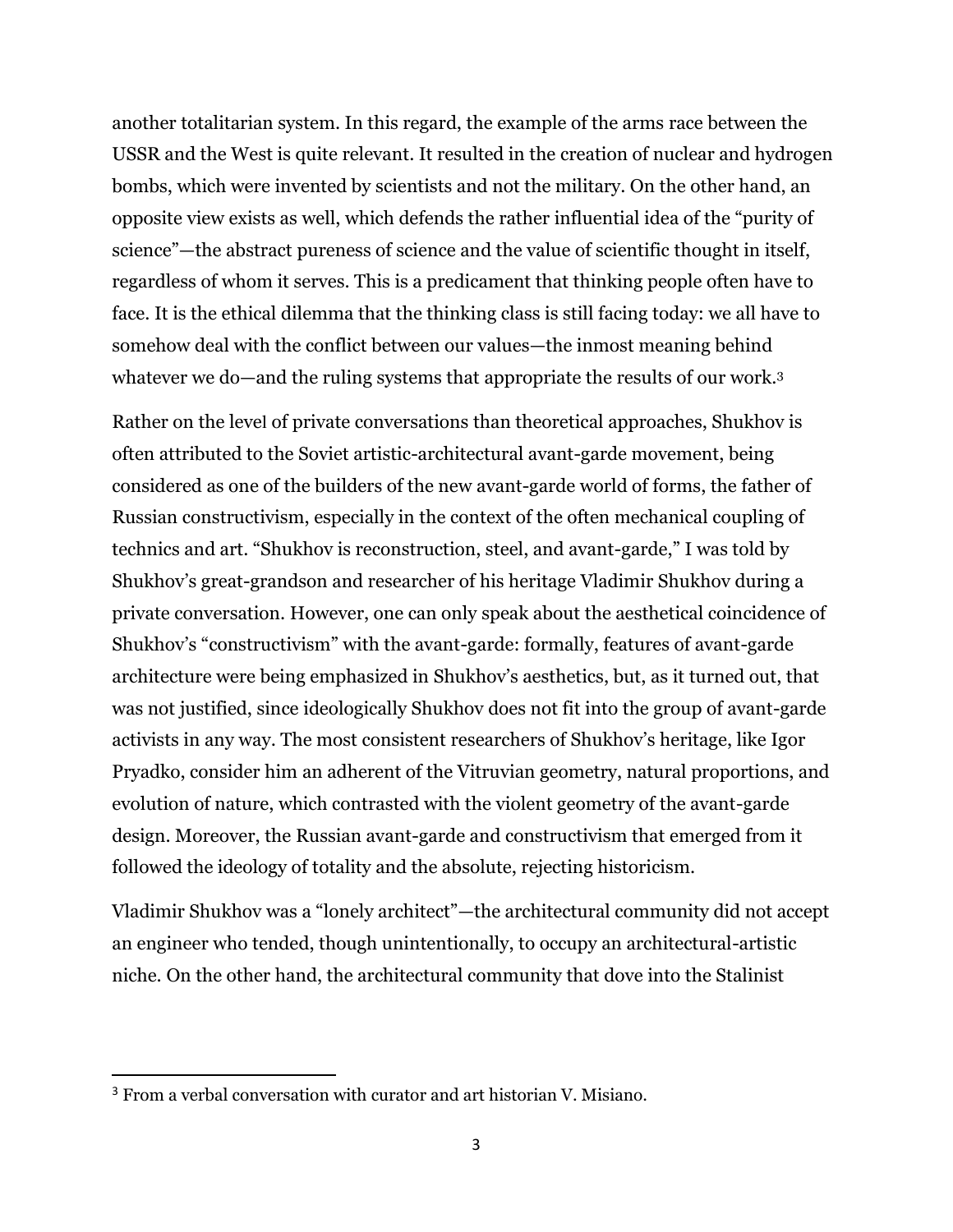another totalitarian system. In this regard, the example of the arms race between the USSR and the West is quite relevant. It resulted in the creation of nuclear and hydrogen bombs, which were invented by scientists and not the military. On the other hand, an opposite view exists as well, which defends the rather influential idea of the "purity of science"—the abstract pureness of science and the value of scientific thought in itself, regardless of whom it serves. This is a predicament that thinking people often have to face. It is the ethical dilemma that the thinking class is still facing today: we all have to somehow deal with the conflict between our values—the inmost meaning behind whatever we do—and the ruling systems that appropriate the results of our work.[3]

Rather on the level of private conversations than theoretical approaches, Shukhov is often attributed to the Soviet artistic-architectural avant-garde movement, being considered as one of the builders of the new avant-garde world of forms, the father of Russian constructivism, especially in the context of the often mechanical coupling of technics and art. "Shukhov is reconstruction, steel, and avant-garde," I was told by Shukhov's great-grandson and researcher of his heritage Vladimir Shukhov during a private conversation. However, one can only speak about the aesthetical coincidence of Shukhov's "constructivism" with the avant-garde: formally, features of avant-garde architecture were being emphasized in Shukhov's aesthetics, but, as it turned out, that was not justified, since ideologically Shukhov does not fit into the group of avant-garde activists in any way. The most consistent researchers of Shukhov's heritage, like Igor Pryadko, consider him an adherent of the Vitruvian geometry, natural proportions, and evolution of nature, which contrasted with the violent geometry of the avant-garde design. Moreover, the Russian avant-garde and constructivism that emerged from it followed the ideology of totality and the absolute, rejecting historicism.

Vladimir Shukhov was a "lonely architect"—the architectural community did not accept an engineer who tended, though unintentionally, to occupy an architectural-artistic niche. On the other hand, the architectural community that dove into the Stalinist

[3] From a verbal conversation with curator and art historian V. Misiano.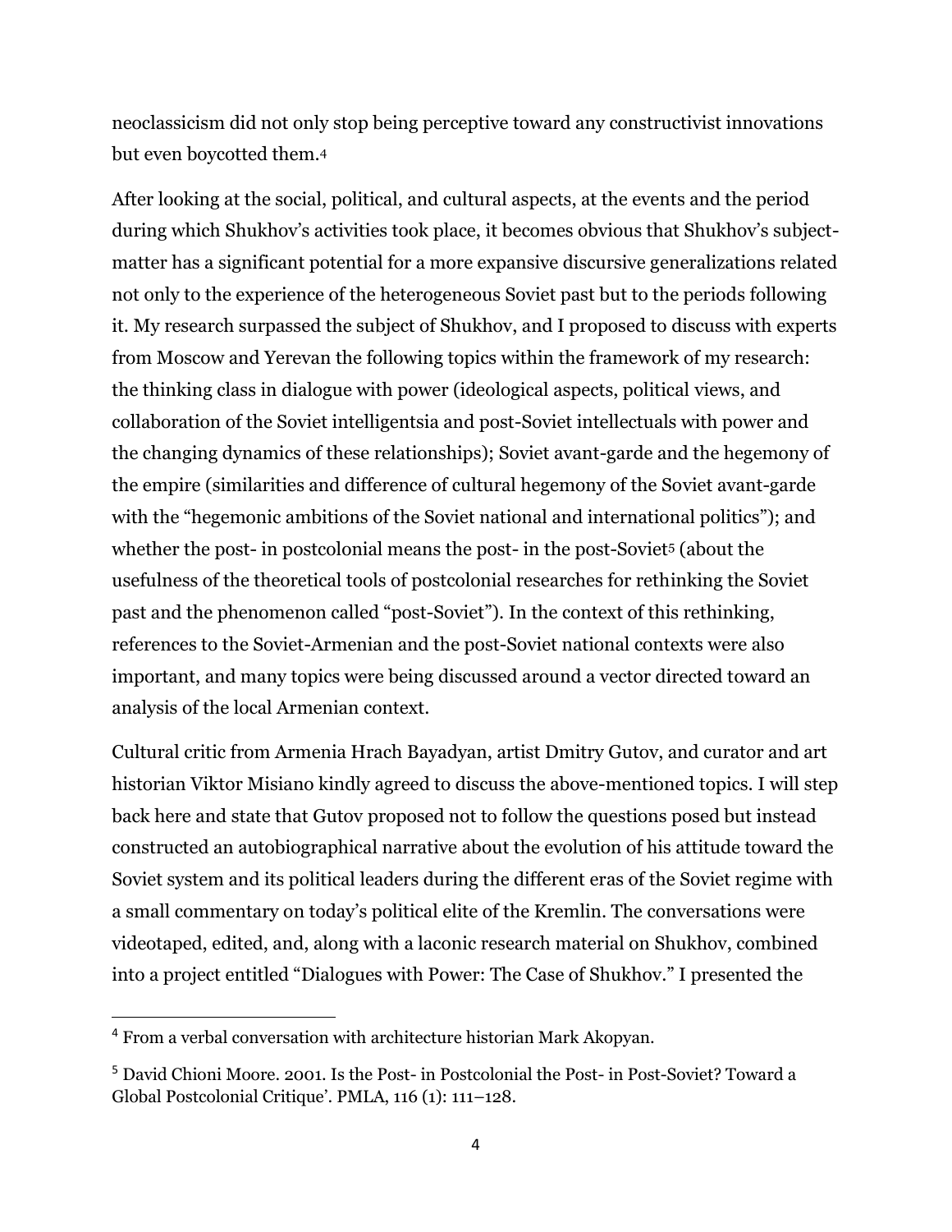neoclassicism did not only stop being perceptive toward any constructivist innovations but even boycotted them.[4]

After looking at the social, political, and cultural aspects, at the events and the period during which Shukhov's activities took place, it becomes obvious that Shukhov's subject-matter has a significant potential for a more expansive discursive generalizations related not only to the experience of the heterogeneous Soviet past but to the periods following it. My research surpassed the subject of Shukhov, and I proposed to discuss with experts from Moscow and Yerevan the following topics within the framework of my research: the thinking class in dialogue with power (ideological aspects, political views, and collaboration of the Soviet intelligentsia and post-Soviet intellectuals with power and the changing dynamics of these relationships); Soviet avant-garde and the hegemony of the empire (similarities and difference of cultural hegemony of the Soviet avant-garde with the "hegemonic ambitions of the Soviet national and international politics"); and whether the post- in postcolonial means the post- in the post-Soviet[5] (about the usefulness of the theoretical tools of postcolonial researches for rethinking the Soviet past and the phenomenon called "post-Soviet"). In the context of this rethinking, references to the Soviet-Armenian and the post-Soviet national contexts were also important, and many topics were being discussed around a vector directed toward an analysis of the local Armenian context.

Cultural critic from Armenia Hrach Bayadyan, artist Dmitry Gutov, and curator and art historian Viktor Misiano kindly agreed to discuss the above-mentioned topics. I will step back here and state that Gutov proposed not to follow the questions posed but instead constructed an autobiographical narrative about the evolution of his attitude toward the Soviet system and its political leaders during the different eras of the Soviet regime with a small commentary on today's political elite of the Kremlin. The conversations were videotaped, edited, and, along with a laconic research material on Shukhov, combined into a project entitled "Dialogues with Power: The Case of Shukhov." I presented the

---

[4] From a verbal conversation with architecture historian Mark Akopyan.

[5] David Chioni Moore. 2001. Is the Post- in Postcolonial the Post- in Post-Soviet? Toward a Global Postcolonial Critique'. PMLA, 116 (1): 111–128.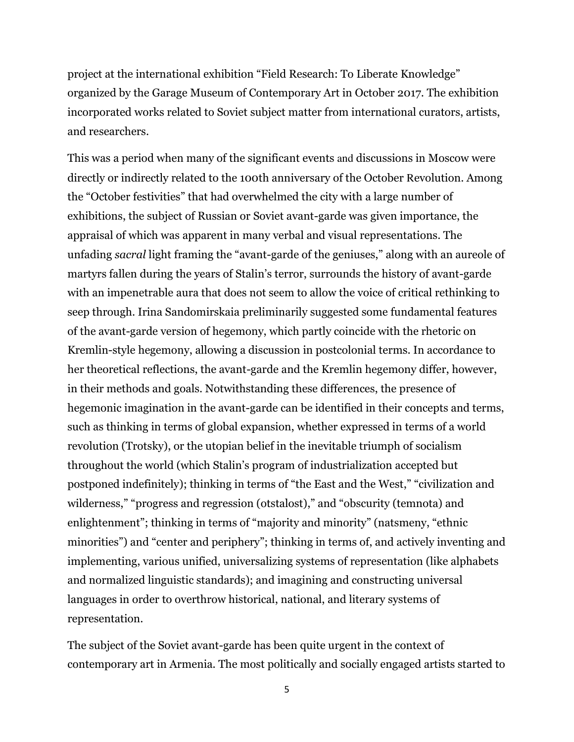project at the international exhibition “Field Research: To Liberate Knowledge” organized by the Garage Museum of Contemporary Art in October 2017. The exhibition incorporated works related to Soviet subject matter from international curators, artists, and researchers.

This was a period when many of the significant events and discussions in Moscow were directly or indirectly related to the 100th anniversary of the October Revolution. Among the “October festivities” that had overwhelmed the city with a large number of exhibitions, the subject of Russian or Soviet avant-garde was given importance, the appraisal of which was apparent in many verbal and visual representations. The unfading *sacral* light framing the “avant-garde of the geniuses,” along with an aureole of martyrs fallen during the years of Stalin’s terror, surrounds the history of avant-garde with an impenetrable aura that does not seem to allow the voice of critical rethinking to seep through. Irina Sandomirskaia preliminarily suggested some fundamental features of the avant-garde version of hegemony, which partly coincide with the rhetoric on Kremlin-style hegemony, allowing a discussion in postcolonial terms. In accordance to her theoretical reflections, the avant-garde and the Kremlin hegemony differ, however, in their methods and goals. Notwithstanding these differences, the presence of hegemonic imagination in the avant-garde can be identified in their concepts and terms, such as thinking in terms of global expansion, whether expressed in terms of a world revolution (Trotsky), or the utopian belief in the inevitable triumph of socialism throughout the world (which Stalin’s program of industrialization accepted but postponed indefinitely); thinking in terms of “the East and the West,” “civilization and wilderness,” “progress and regression (otstalost),” and “obscurity (temnota) and enlightenment”; thinking in terms of “majority and minority” (natsmeny, “ethnic minorities”) and “center and periphery”; thinking in terms of, and actively inventing and implementing, various unified, universalizing systems of representation (like alphabets and normalized linguistic standards); and imagining and constructing universal languages in order to overthrow historical, national, and literary systems of representation.

The subject of the Soviet avant-garde has been quite urgent in the context of contemporary art in Armenia. The most politically and socially engaged artists started to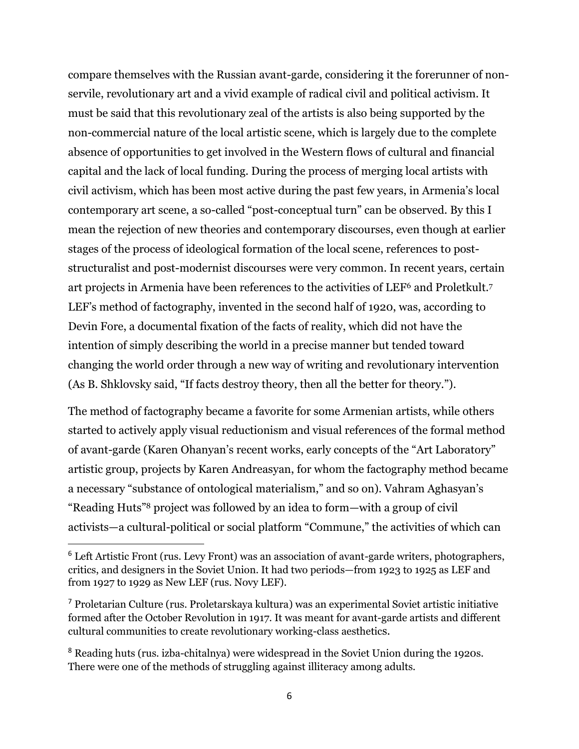compare themselves with the Russian avant-garde, considering it the forerunner of non-servile, revolutionary art and a vivid example of radical civil and political activism. It must be said that this revolutionary zeal of the artists is also being supported by the non-commercial nature of the local artistic scene, which is largely due to the complete absence of opportunities to get involved in the Western flows of cultural and financial capital and the lack of local funding. During the process of merging local artists with civil activism, which has been most active during the past few years, in Armenia's local contemporary art scene, a so-called "post-conceptual turn" can be observed. By this I mean the rejection of new theories and contemporary discourses, even though at earlier stages of the process of ideological formation of the local scene, references to post-structuralist and post-modernist discourses were very common. In recent years, certain art projects in Armenia have been references to the activities of LEF[6] and Proletkult.[7] LEF's method of factography, invented in the second half of 1920, was, according to Devin Fore, a documental fixation of the facts of reality, which did not have the intention of simply describing the world in a precise manner but tended toward changing the world order through a new way of writing and revolutionary intervention (As B. Shklovsky said, "If facts destroy theory, then all the better for theory.").

The method of factography became a favorite for some Armenian artists, while others started to actively apply visual reductionism and visual references of the formal method of avant-garde (Karen Ohanyan's recent works, early concepts of the "Art Laboratory" artistic group, projects by Karen Andreasyan, for whom the factography method became a necessary "substance of ontological materialism," and so on). Vahram Aghasyan's "Reading Huts"[8] project was followed by an idea to form—with a group of civil activists—a cultural-political or social platform "Commune," the activities of which can

---

[6] Left Artistic Front (rus. Levy Front) was an association of avant-garde writers, photographers, critics, and designers in the Soviet Union. It had two periods—from 1923 to 1925 as LEF and from 1927 to 1929 as New LEF (rus. Novy LEF).

[7] Proletarian Culture (rus. Proletarskaya kultura) was an experimental Soviet artistic initiative formed after the October Revolution in 1917. It was meant for avant-garde artists and different cultural communities to create revolutionary working-class aesthetics.

[8] Reading huts (rus. izba-chitalnya) were widespread in the Soviet Union during the 1920s. There were one of the methods of struggling against illiteracy among adults.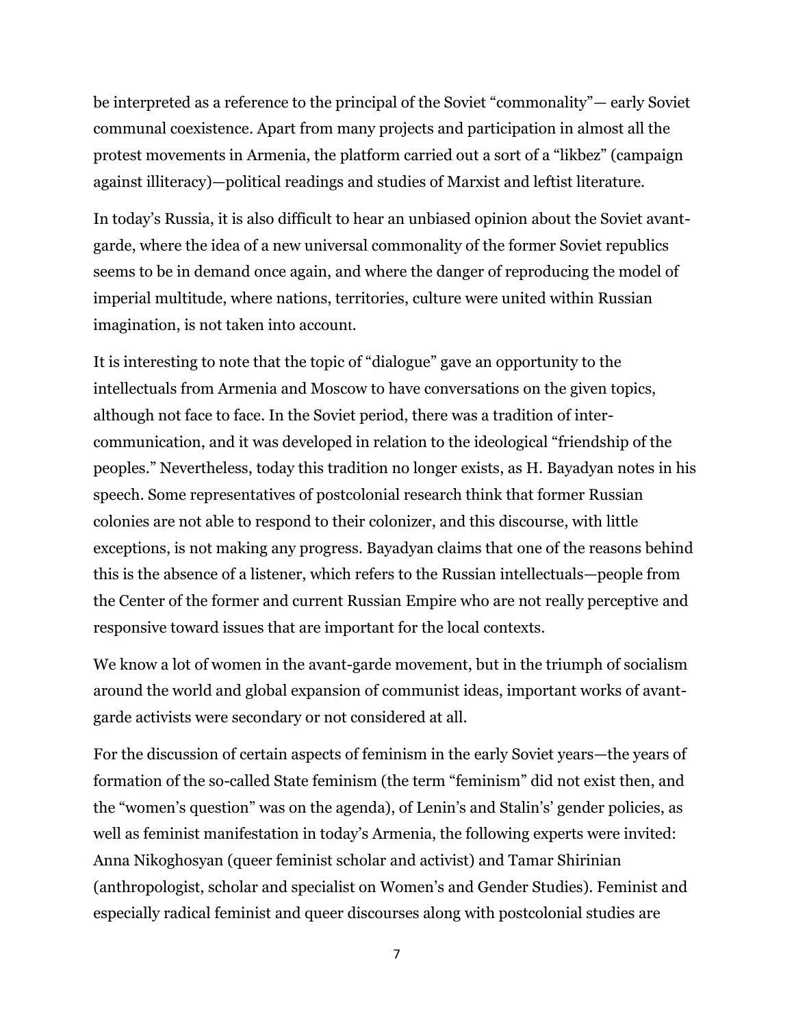be interpreted as a reference to the principal of the Soviet "commonality"— early Soviet communal coexistence. Apart from many projects and participation in almost all the protest movements in Armenia, the platform carried out a sort of a "likbez" (campaign against illiteracy)—political readings and studies of Marxist and leftist literature.

In today's Russia, it is also difficult to hear an unbiased opinion about the Soviet avant-garde, where the idea of a new universal commonality of the former Soviet republics seems to be in demand once again, and where the danger of reproducing the model of imperial multitude, where nations, territories, culture were united within Russian imagination, is not taken into account.

It is interesting to note that the topic of "dialogue" gave an opportunity to the intellectuals from Armenia and Moscow to have conversations on the given topics, although not face to face. In the Soviet period, there was a tradition of inter-communication, and it was developed in relation to the ideological "friendship of the peoples." Nevertheless, today this tradition no longer exists, as H. Bayadyan notes in his speech. Some representatives of postcolonial research think that former Russian colonies are not able to respond to their colonizer, and this discourse, with little exceptions, is not making any progress. Bayadyan claims that one of the reasons behind this is the absence of a listener, which refers to the Russian intellectuals—people from the Center of the former and current Russian Empire who are not really perceptive and responsive toward issues that are important for the local contexts.

We know a lot of women in the avant-garde movement, but in the triumph of socialism around the world and global expansion of communist ideas, important works of avant-garde activists were secondary or not considered at all.

For the discussion of certain aspects of feminism in the early Soviet years—the years of formation of the so-called State feminism (the term "feminism" did not exist then, and the "women's question" was on the agenda), of Lenin's and Stalin's' gender policies, as well as feminist manifestation in today's Armenia, the following experts were invited: Anna Nikoghosyan (queer feminist scholar and activist) and Tamar Shirinian (anthropologist, scholar and specialist on Women's and Gender Studies). Feminist and especially radical feminist and queer discourses along with postcolonial studies are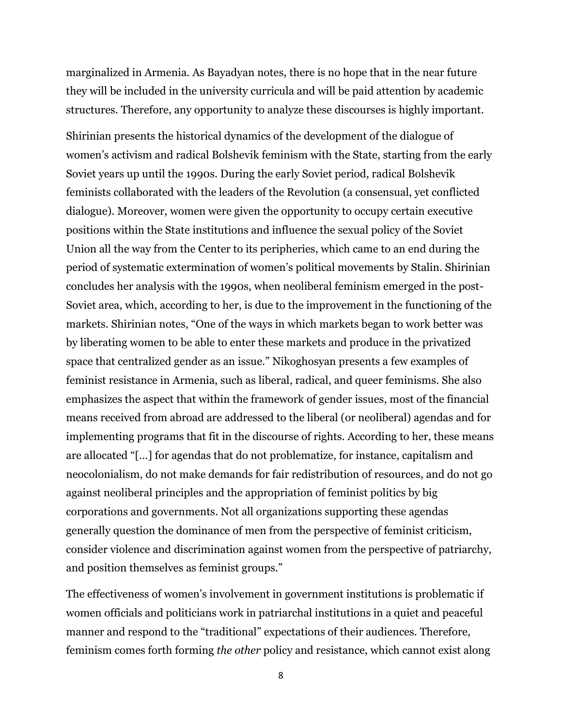marginalized in Armenia. As Bayadyan notes, there is no hope that in the near future they will be included in the university curricula and will be paid attention by academic structures. Therefore, any opportunity to analyze these discourses is highly important.

Shirinian presents the historical dynamics of the development of the dialogue of women's activism and radical Bolshevik feminism with the State, starting from the early Soviet years up until the 1990s. During the early Soviet period, radical Bolshevik feminists collaborated with the leaders of the Revolution (a consensual, yet conflicted dialogue). Moreover, women were given the opportunity to occupy certain executive positions within the State institutions and influence the sexual policy of the Soviet Union all the way from the Center to its peripheries, which came to an end during the period of systematic extermination of women's political movements by Stalin. Shirinian concludes her analysis with the 1990s, when neoliberal feminism emerged in the post-Soviet area, which, according to her, is due to the improvement in the functioning of the markets. Shirinian notes, "One of the ways in which markets began to work better was by liberating women to be able to enter these markets and produce in the privatized space that centralized gender as an issue." Nikoghosyan presents a few examples of feminist resistance in Armenia, such as liberal, radical, and queer feminisms. She also emphasizes the aspect that within the framework of gender issues, most of the financial means received from abroad are addressed to the liberal (or neoliberal) agendas and for implementing programs that fit in the discourse of rights. According to her, these means are allocated "[…] for agendas that do not problematize, for instance, capitalism and neocolonialism, do not make demands for fair redistribution of resources, and do not go against neoliberal principles and the appropriation of feminist politics by big corporations and governments. Not all organizations supporting these agendas generally question the dominance of men from the perspective of feminist criticism, consider violence and discrimination against women from the perspective of patriarchy, and position themselves as feminist groups."

The effectiveness of women's involvement in government institutions is problematic if women officials and politicians work in patriarchal institutions in a quiet and peaceful manner and respond to the "traditional" expectations of their audiences. Therefore, feminism comes forth forming *the other* policy and resistance, which cannot exist along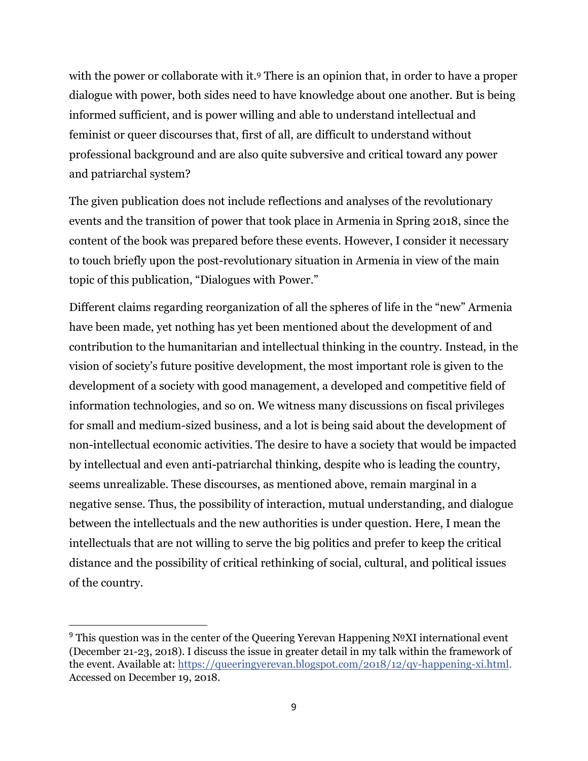with the power or collaborate with it.[9] There is an opinion that, in order to have a proper dialogue with power, both sides need to have knowledge about one another. But is being informed sufficient, and is power willing and able to understand intellectual and feminist or queer discourses that, first of all, are difficult to understand without professional background and are also quite subversive and critical toward any power and patriarchal system?

The given publication does not include reflections and analyses of the revolutionary events and the transition of power that took place in Armenia in Spring 2018, since the content of the book was prepared before these events. However, I consider it necessary to touch briefly upon the post-revolutionary situation in Armenia in view of the main topic of this publication, "Dialogues with Power."

Different claims regarding reorganization of all the spheres of life in the "new" Armenia have been made, yet nothing has yet been mentioned about the development of and contribution to the humanitarian and intellectual thinking in the country. Instead, in the vision of society's future positive development, the most important role is given to the development of a society with good management, a developed and competitive field of information technologies, and so on. We witness many discussions on fiscal privileges for small and medium-sized business, and a lot is being said about the development of non-intellectual economic activities. The desire to have a society that would be impacted by intellectual and even anti-patriarchal thinking, despite who is leading the country, seems unrealizable. These discourses, as mentioned above, remain marginal in a negative sense. Thus, the possibility of interaction, mutual understanding, and dialogue between the intellectuals and the new authorities is under question. Here, I mean the intellectuals that are not willing to serve the big politics and prefer to keep the critical distance and the possibility of critical rethinking of social, cultural, and political issues of the country.

---

[9] This question was in the center of the Queering Yerevan Happening №XI international event (December 21-23, 2018). I discuss the issue in greater detail in my talk within the framework of the event. Available at: https://queeringyerevan.blogspot.com/2018/12/qy-happening-xi.html. Accessed on December 19, 2018.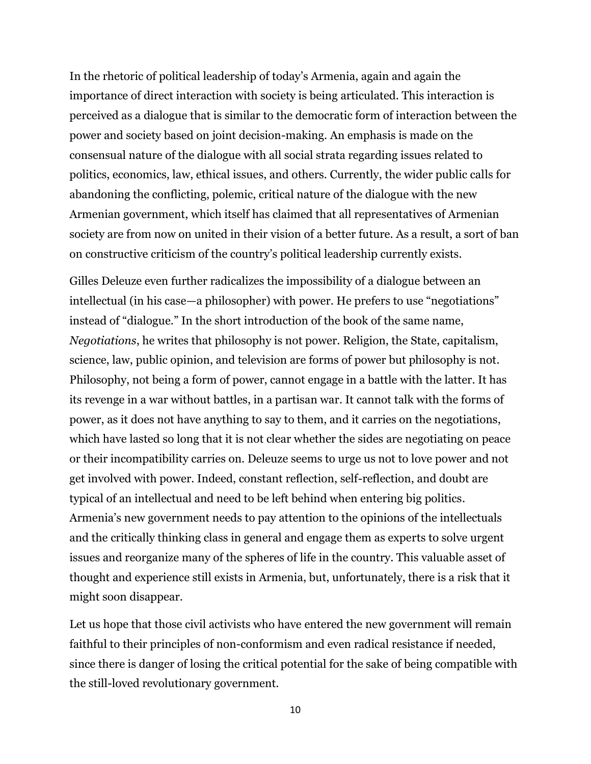In the rhetoric of political leadership of today's Armenia, again and again the importance of direct interaction with society is being articulated. This interaction is perceived as a dialogue that is similar to the democratic form of interaction between the power and society based on joint decision-making. An emphasis is made on the consensual nature of the dialogue with all social strata regarding issues related to politics, economics, law, ethical issues, and others. Currently, the wider public calls for abandoning the conflicting, polemic, critical nature of the dialogue with the new Armenian government, which itself has claimed that all representatives of Armenian society are from now on united in their vision of a better future. As a result, a sort of ban on constructive criticism of the country's political leadership currently exists.

Gilles Deleuze even further radicalizes the impossibility of a dialogue between an intellectual (in his case—a philosopher) with power. He prefers to use "negotiations" instead of "dialogue." In the short introduction of the book of the same name, *Negotiations*, he writes that philosophy is not power. Religion, the State, capitalism, science, law, public opinion, and television are forms of power but philosophy is not. Philosophy, not being a form of power, cannot engage in a battle with the latter. It has its revenge in a war without battles, in a partisan war. It cannot talk with the forms of power, as it does not have anything to say to them, and it carries on the negotiations, which have lasted so long that it is not clear whether the sides are negotiating on peace or their incompatibility carries on. Deleuze seems to urge us not to love power and not get involved with power. Indeed, constant reflection, self-reflection, and doubt are typical of an intellectual and need to be left behind when entering big politics. Armenia's new government needs to pay attention to the opinions of the intellectuals and the critically thinking class in general and engage them as experts to solve urgent issues and reorganize many of the spheres of life in the country. This valuable asset of thought and experience still exists in Armenia, but, unfortunately, there is a risk that it might soon disappear.

Let us hope that those civil activists who have entered the new government will remain faithful to their principles of non-conformism and even radical resistance if needed, since there is danger of losing the critical potential for the sake of being compatible with the still-loved revolutionary government.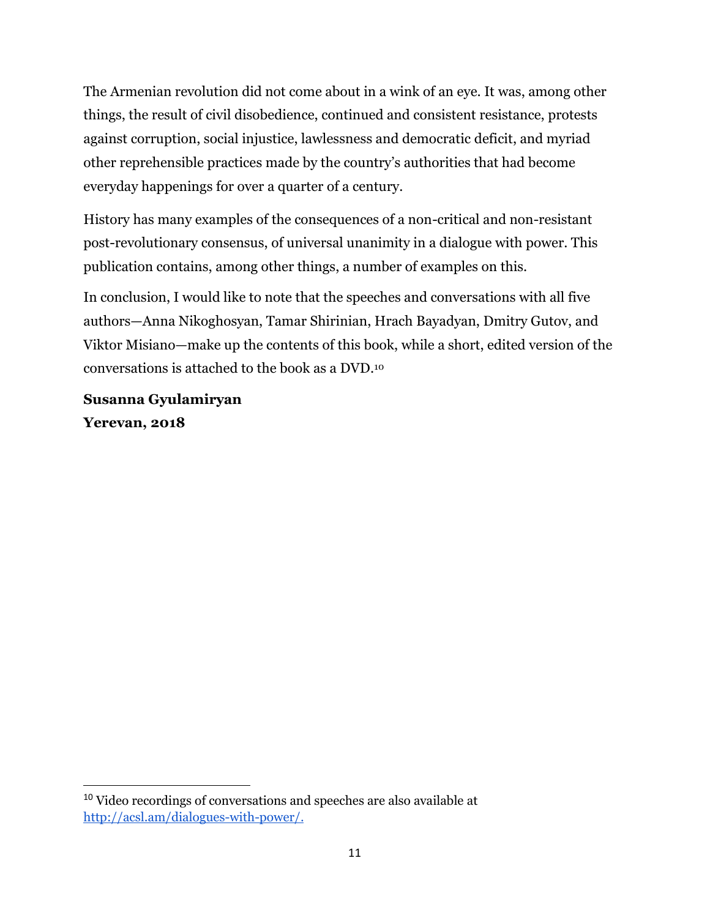The Armenian revolution did not come about in a wink of an eye. It was, among other things, the result of civil disobedience, continued and consistent resistance, protests against corruption, social injustice, lawlessness and democratic deficit, and myriad other reprehensible practices made by the country's authorities that had become everyday happenings for over a quarter of a century.

History has many examples of the consequences of a non-critical and non-resistant post-revolutionary consensus, of universal unanimity in a dialogue with power. This publication contains, among other things, a number of examples on this.

In conclusion, I would like to note that the speeches and conversations with all five authors—Anna Nikoghosyan, Tamar Shirinian, Hrach Bayadyan, Dmitry Gutov, and Viktor Misiano—make up the contents of this book, while a short, edited version of the conversations is attached to the book as a DVD.[10]

**Susanna Gyulamiryan**
**Yerevan, 2018**

---

[10] Video recordings of conversations and speeches are also available at http://acsl.am/dialogues-with-power/.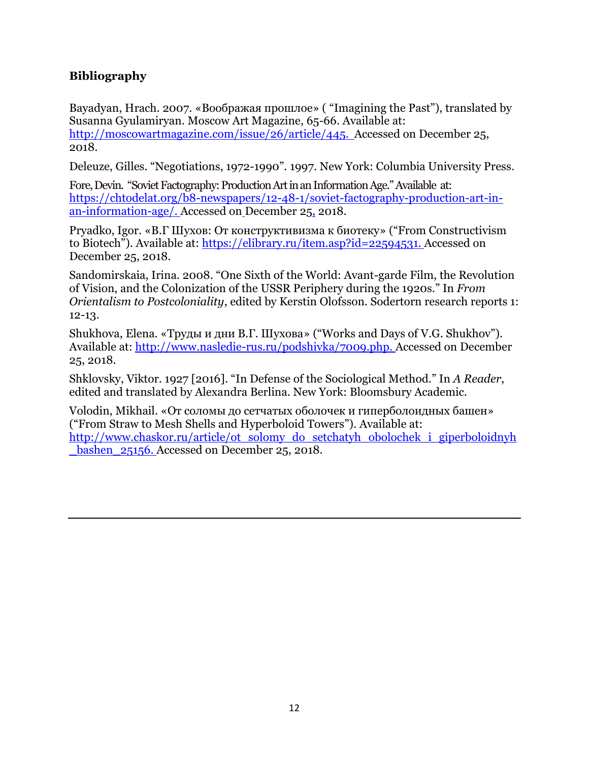**Bibliography**

Bayadyan, Hrach. 2007. «Воображая прошлое» ( "Imagining the Past"), translated by Susanna Gyulamiryan. Moscow Art Magazine, 65-66. Available at: http://moscowartmagazine.com/issue/26/article/445. Accessed on December 25, 2018.

Deleuze, Gilles. "Negotiations, 1972-1990". 1997. New York: Columbia University Press.

Fore, Devin. "Soviet Factography: Production Art in an Information Age." Available at: https://chtodelat.org/b8-newspapers/12-48-1/soviet-factography-production-art-in-an-information-age/. Accessed on December 25, 2018.

Pryadko, Igor. «В.Г Шухов: От конструктивизма к биотеку» ("From Constructivism to Biotech"). Available at: https://elibrary.ru/item.asp?id=22594531. Accessed on December 25, 2018.

Sandomirskaia, Irina. 2008. "One Sixth of the World: Avant-garde Film, the Revolution of Vision, and the Colonization of the USSR Periphery during the 1920s." In *From Orientalism to Postcoloniality*, edited by Kerstin Olofsson. Sodertorn research reports 1: 12-13.

Shukhova, Elena. «Труды и дни В.Г. Шухова» ("Works and Days of V.G. Shukhov"). Available at: http://www.nasledie-rus.ru/podshivka/7009.php. Accessed on December 25, 2018.

Shklovsky, Viktor. 1927 [2016]. "In Defense of the Sociological Method." In *A Reader*, edited and translated by Alexandra Berlina. New York: Bloomsbury Academic.

Volodin, Mikhail. «От соломы до сетчатых оболочек и гиперболоидных башен» ("From Straw to Mesh Shells and Hyperboloid Towers"). Available at: http://www.chaskor.ru/article/ot_solomy_do_setchatyh_obolochek_i_giperboloidnyh_bashen_25156. Accessed on December 25, 2018.